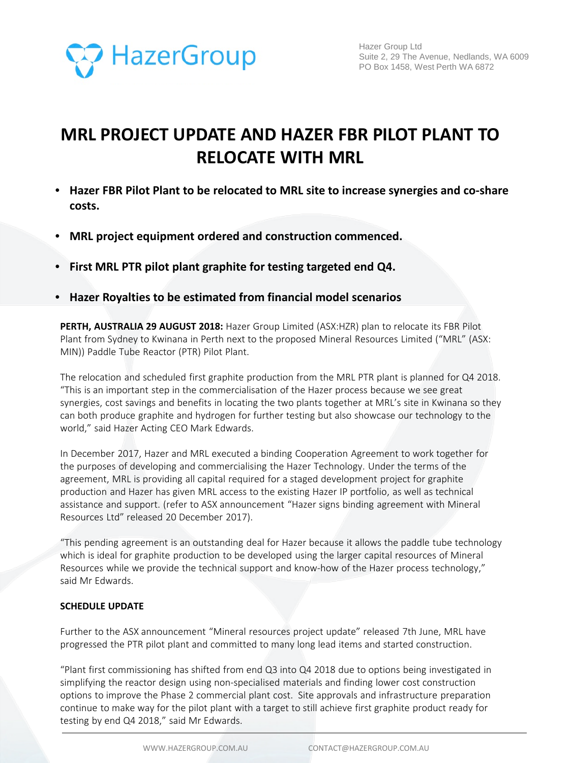# MRL PROJECT UPDATE AND HAZER FBR PILOT PLANT TO RELOCATE WITH MRL

- **Hazer FBR Pilot Plant to be relocated to MRL site to increase synergies and co-share costs.**
- **MRL project equipment ordered and construction commenced.**
- **First MRL PTR pilot plant graphite for testing targeted end Q4.**
- **Hazer Royalties to be estimated from financial model scenarios**

**PERTH, AUSTRALIA 29 AUGUST 2018:** Hazer Group Limited (ASX:HZR) plan to relocate its FBR Pilot Plant from Sydney to Kwinana in Perth next to the proposed Mineral Resources Limited ("MRL" (ASX: MIN)) Paddle Tube Reactor (PTR) Pilot Plant.

The relocation and scheduled first graphite production from the MRL PTR plant is planned for Q4 2018. "This is an important step in the commercialisation of the Hazer process because we see great synergies, cost savings and benefits in locating the two plants together at MRL's site in Kwinana so they can both produce graphite and hydrogen for further testing but also showcase our technology to the world," said Hazer Acting CEO Mark Edwards.

In December 2017, Hazer and MRL executed a binding Cooperation Agreement to work together for the purposes of developing and commercialising the Hazer Technology. Under the terms of the agreement, MRL is providing all capital required for a staged development project for graphite production and Hazer has given MRL access to the existing Hazer IP portfolio, as well as technical assistance and support. (refer to ASX announcement "Hazer signs binding agreement with Mineral Resources Ltd" released 20 December 2017).

"This pending agreement is an outstanding deal for Hazer because it allows the paddle tube technology which is ideal for graphite production to be developed using the larger capital resources of Mineral Resources while we provide the technical support and know-how of the Hazer process technology," said Mr Edwards.

**SCHEDULE UPDATE**

Further to the ASX announcement "Mineral resources project update" released 7th June, MRL have progressed the PTR pilot plant and committed to many long lead items and started construction.

"Plant first commissioning has shifted from end Q3 into Q4 2018 due to options being investigated in simplifying the reactor design using non-specialised materials and finding lower cost construction options to improve the Phase 2 commercial plant cost. Site approvals and infrastructure preparation continue to make way for the pilot plant with a target to still achieve first graphite product ready for testing by end Q4 2018," said Mr Edwards.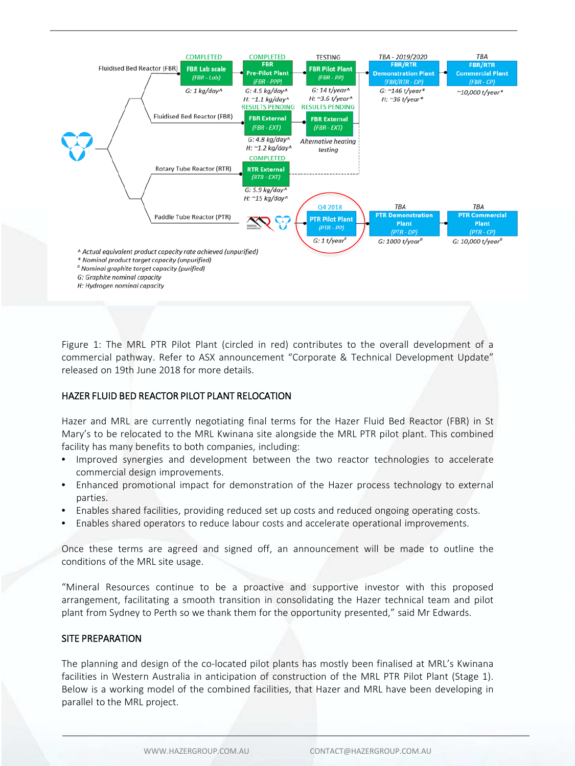Figure 1: The MRL PTR Pilot Plant (circled in red) contributes to the overall development of a commercial pathway. Refer to ASX announcement "Corporate & Technical Development Update" released on 19th June 2018 for more details.

## HAZER FLUID BED REACTOR PILOT PLANT RELOCATION

Hazer and MRL are currently negotiating final terms for the Hazer Fluid Bed Reactor (FBR) in St Mary's to be relocated to the MRL Kwinana site alongside the MRL PTR pilot plant. This combined facility has many benefits to both companies, including:

- Improved synergies and development between the two reactor technologies to accelerate commercial design improvements.
- Enhanced promotional impact for demonstration of the Hazer process technology to external parties.
- Enables shared facilities, providing reduced set up costs and reduced ongoing operating costs.
- Enables shared operators to reduce labour costs and accelerate operational improvements.

Once these terms are agreed and signed off, an announcement will be made to outline the conditions of the MRL site usage.

"Mineral Resources continue to be a proactive and supportive investor with this proposed arrangement, facilitating a smooth transition in consolidating the Hazer technical team and pilot plant from Sydney to Perth so we thank them for the opportunity presented," said Mr Edwards.

## SITE PREPARATION

The planning and design of the co-located pilot plants has mostly been finalised at MRL's Kwinana facilities in Western Australia in anticipation of construction of the MRL PTR Pilot Plant (Stage 1). Below is a working model of the combined facilities, that Hazer and MRL have been developing in parallel to the MRL project.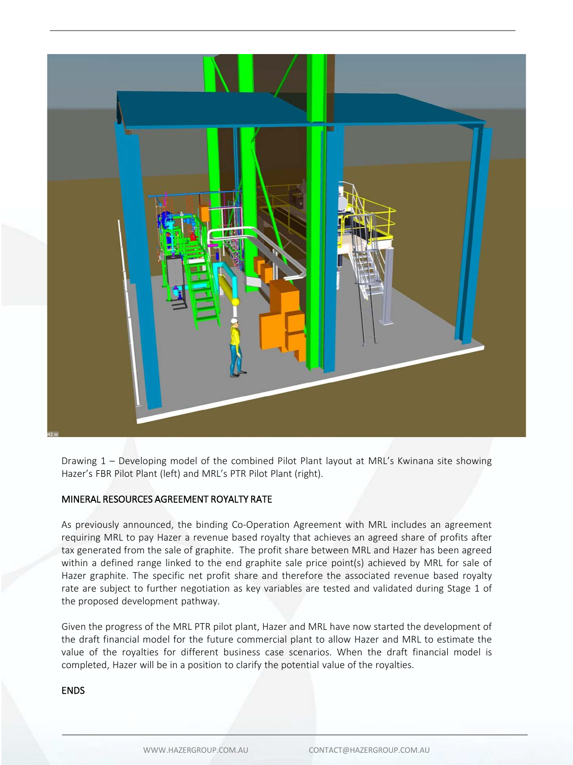Drawing 1 – Developing model of the combined Pilot Plant layout at MRL's Kwinana site showing Hazer's FBR Pilot Plant (left) and MRL's PTR Pilot Plant (right).

## MINERAL RESOURCES AGREEMENT ROYALTY RATE

As previously announced, the binding Co-Operation Agreement with MRL includes an agreement requiring MRL to pay Hazer a revenue based royalty that achieves an agreed share of profits after tax generated from the sale of graphite. The profit share between MRL and Hazer has been agreed within a defined range linked to the end graphite sale price point(s) achieved by MRL for sale of Hazer graphite. The specific net profit share and therefore the associated revenue based royalty rate are subject to further negotiation as key variables are tested and validated during Stage 1 of the proposed development pathway.

Given the progress of the MRL PTR pilot plant, Hazer and MRL have now started the development of the draft financial model for the future commercial plant to allow Hazer and MRL to estimate the value of the royalties for different business case scenarios. When the draft financial model is completed, Hazer will be in a position to clarify the potential value of the royalties.

ENDS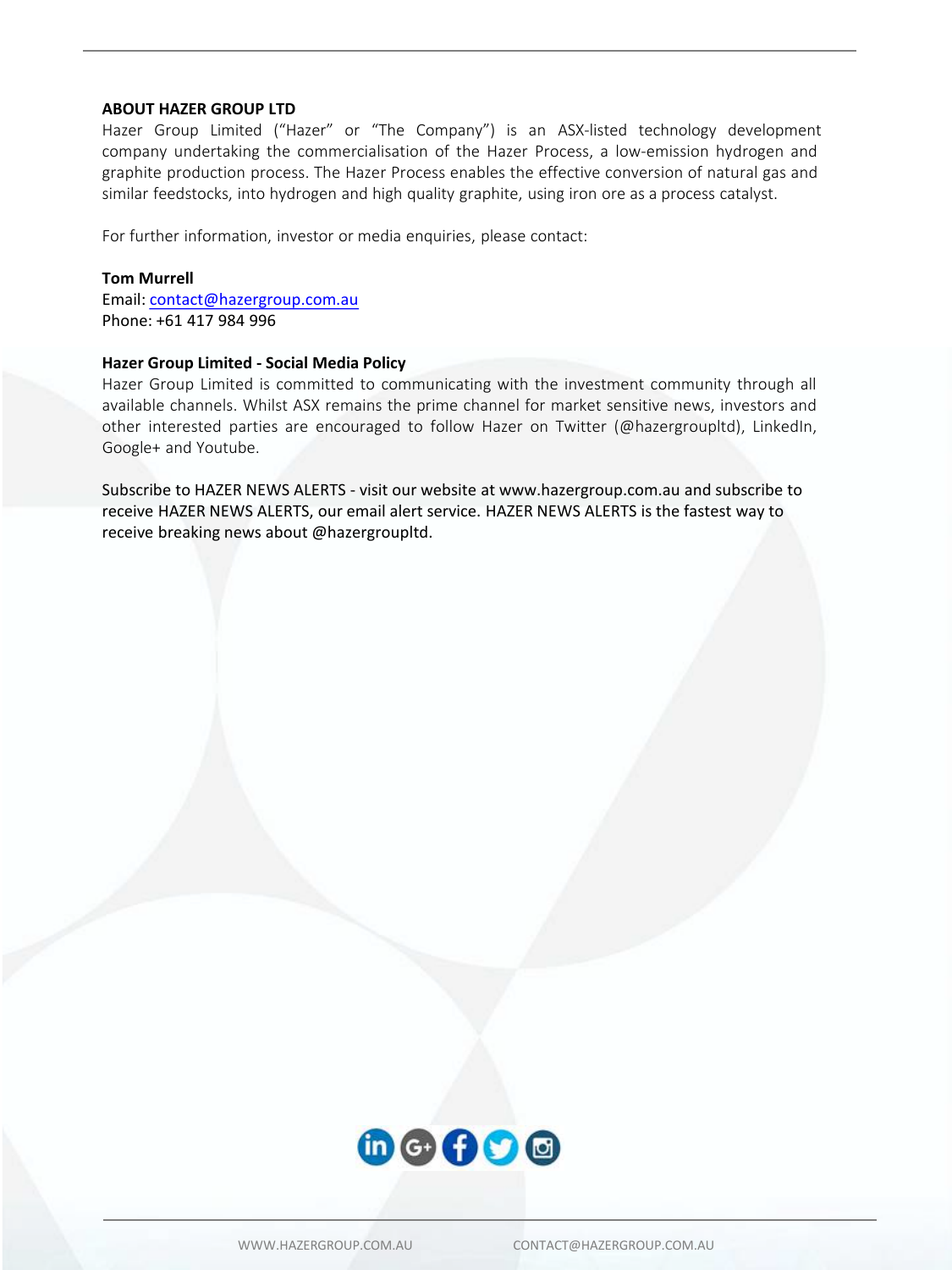**ABOUT HAZER GROUP LTD**

Hazer Group Limited ("Hazer" or "The Company") is an ASX-listed technology development company undertaking the commercialisation of the Hazer Process, a low-emission hydrogen and graphite production process. The Hazer Process enables the effective conversion of natural gas and similar feedstocks, into hydrogen and high quality graphite, using iron ore as a process catalyst.

For further information, investor or media enquiries, please contact:

**Tom Murrell**
Email: contact@hazergroup.com.au
Phone: +61 417 984 996

**Hazer Group Limited - Social Media Policy**

Hazer Group Limited is committed to communicating with the investment community through all available channels. Whilst ASX remains the prime channel for market sensitive news, investors and other interested parties are encouraged to follow Hazer on Twitter (@hazergroupltd), LinkedIn, Google+ and Youtube.

Subscribe to HAZER NEWS ALERTS - visit our website at www.hazergroup.com.au and subscribe to receive HAZER NEWS ALERTS, our email alert service. HAZER NEWS ALERTS is the fastest way to receive breaking news about @hazergroupltd.